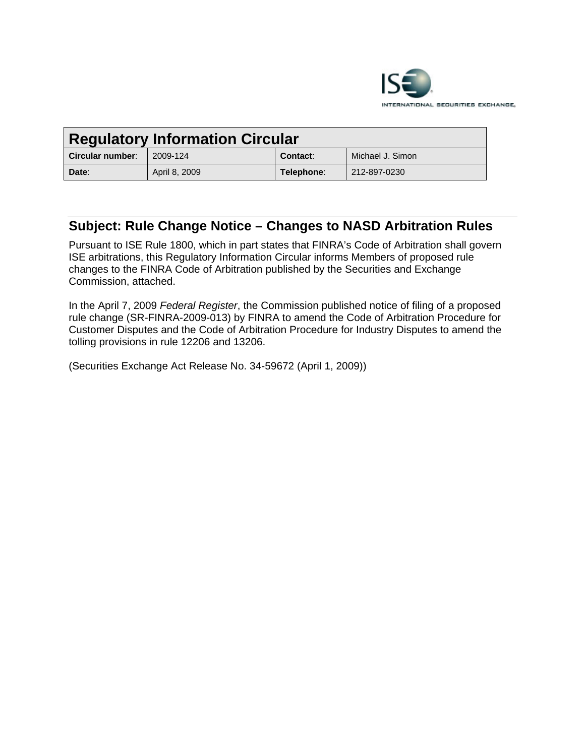# Regulatory Information Circular

| Circular number: | 2009-124 | Contact: | Michael J. Simon |
|---|---|---|---|
| Date: | April 8, 2009 | Telephone: | 212-897-0230 |

## Subject: Rule Change Notice – Changes to NASD Arbitration Rules

Pursuant to ISE Rule 1800, which in part states that FINRA's Code of Arbitration shall govern ISE arbitrations, this Regulatory Information Circular informs Members of proposed rule changes to the FINRA Code of Arbitration published by the Securities and Exchange Commission, attached.

In the April 7, 2009 *Federal Register*, the Commission published notice of filing of a proposed rule change (SR-FINRA-2009-013) by FINRA to amend the Code of Arbitration Procedure for Customer Disputes and the Code of Arbitration Procedure for Industry Disputes to amend the tolling provisions in rule 12206 and 13206.

(Securities Exchange Act Release No. 34-59672 (April 1, 2009))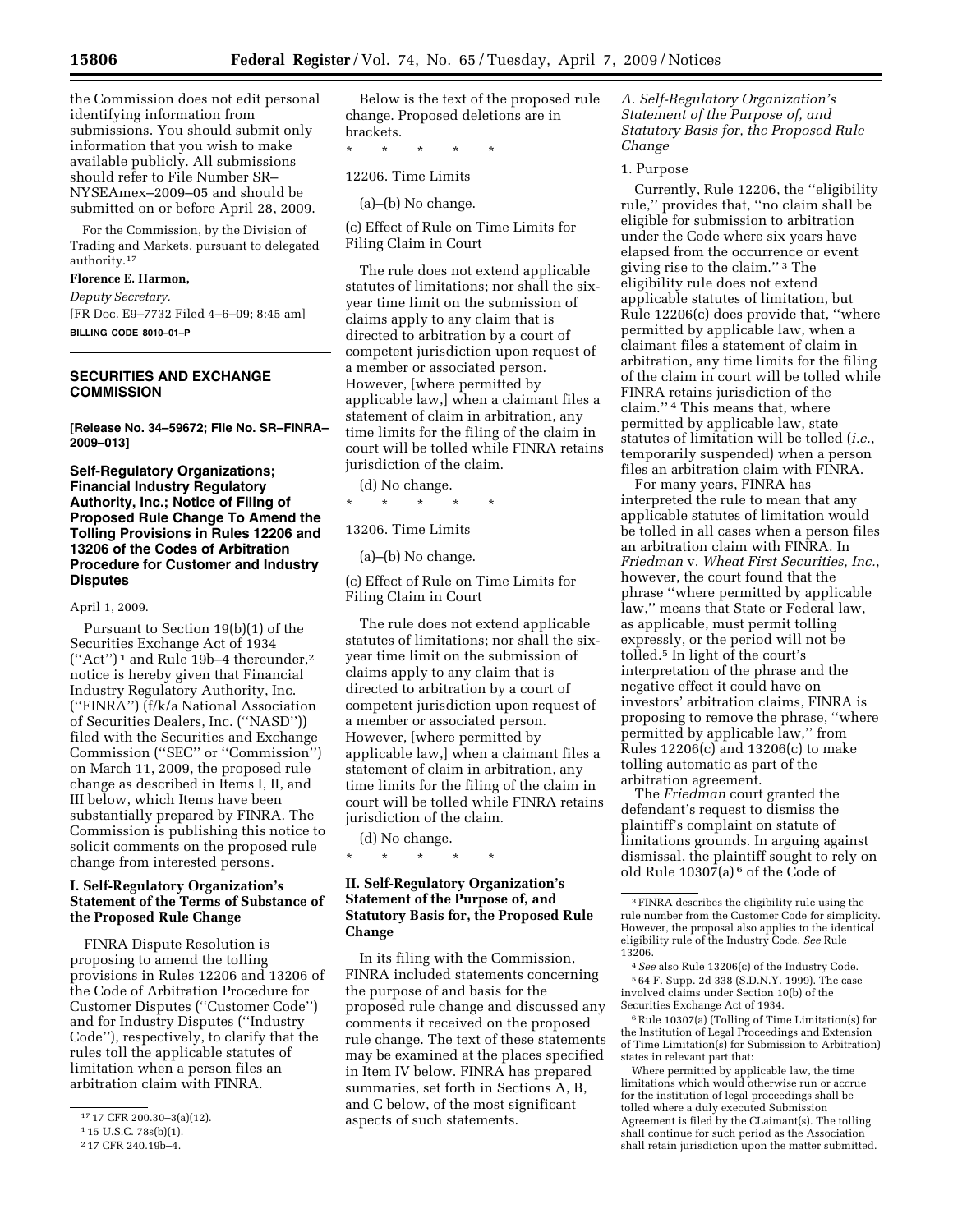the Commission does not edit personal identifying information from submissions. You should submit only information that you wish to make available publicly. All submissions should refer to File Number SR–NYSEAmex–2009–05 and should be submitted on or before April 28, 2009.

For the Commission, by the Division of Trading and Markets, pursuant to delegated authority.[17]

**Florence E. Harmon,**

*Deputy Secretary.*

[FR Doc. E9–7732 Filed 4–6–09; 8:45 am]

**BILLING CODE 8010–01–P**

---

## SECURITIES AND EXCHANGE COMMISSION

**[Release No. 34–59672; File No. SR–FINRA–2009–013]**

## Self-Regulatory Organizations; Financial Industry Regulatory Authority, Inc.; Notice of Filing of Proposed Rule Change To Amend the Tolling Provisions in Rules 12206 and 13206 of the Codes of Arbitration Procedure for Customer and Industry Disputes

April 1, 2009.

Pursuant to Section 19(b)(1) of the Securities Exchange Act of 1934 (''Act'')[1] and Rule 19b–4 thereunder,[2] notice is hereby given that Financial Industry Regulatory Authority, Inc. (''FINRA'') (f/k/a National Association of Securities Dealers, Inc. (''NASD'')) filed with the Securities and Exchange Commission (''SEC'' or ''Commission'') on March 11, 2009, the proposed rule change as described in Items I, II, and III below, which Items have been substantially prepared by FINRA. The Commission is publishing this notice to solicit comments on the proposed rule change from interested persons.

### I. Self-Regulatory Organization's Statement of the Terms of Substance of the Proposed Rule Change

FINRA Dispute Resolution is proposing to amend the tolling provisions in Rules 12206 and 13206 of the Code of Arbitration Procedure for Customer Disputes (''Customer Code'') and for Industry Disputes (''Industry Code''), respectively, to clarify that the rules toll the applicable statutes of limitation when a person files an arbitration claim with FINRA.

Below is the text of the proposed rule change. Proposed deletions are in brackets.

\* \* \* \* \*

12206. Time Limits

(a)–(b) No change.

(c) Effect of Rule on Time Limits for Filing Claim in Court

The rule does not extend applicable statutes of limitations; nor shall the six-year time limit on the submission of claims apply to any claim that is directed to arbitration by a court of competent jurisdiction upon request of a member or associated person. However, [where permitted by applicable law,] when a claimant files a statement of claim in arbitration, any time limits for the filing of the claim in court will be tolled while FINRA retains jurisdiction of the claim.

(d) No change.

\* \* \* \* \*

13206. Time Limits

(a)–(b) No change.

(c) Effect of Rule on Time Limits for Filing Claim in Court

The rule does not extend applicable statutes of limitations; nor shall the six-year time limit on the submission of claims apply to any claim that is directed to arbitration by a court of competent jurisdiction upon request of a member or associated person. However, [where permitted by applicable law,] when a claimant files a statement of claim in arbitration, any time limits for the filing of the claim in court will be tolled while FINRA retains jurisdiction of the claim.

(d) No change.

\* \* \* \* \*

### II. Self-Regulatory Organization's Statement of the Purpose of, and Statutory Basis for, the Proposed Rule Change

In its filing with the Commission, FINRA included statements concerning the purpose of and basis for the proposed rule change and discussed any comments it received on the proposed rule change. The text of these statements may be examined at the places specified in Item IV below. FINRA has prepared summaries, set forth in Sections A, B, and C below, of the most significant aspects of such statements.

#### *A. Self-Regulatory Organization's Statement of the Purpose of, and Statutory Basis for, the Proposed Rule Change*

1. Purpose

Currently, Rule 12206, the ''eligibility rule,'' provides that, ''no claim shall be eligible for submission to arbitration under the Code where six years have elapsed from the occurrence or event giving rise to the claim.''[3] The eligibility rule does not extend applicable statutes of limitation, but Rule 12206(c) does provide that, ''where permitted by applicable law, when a claimant files a statement of claim in arbitration, any time limits for the filing of the claim in court will be tolled while FINRA retains jurisdiction of the claim.''[4] This means that, where permitted by applicable law, state statutes of limitation will be tolled (*i.e.*, temporarily suspended) when a person files an arbitration claim with FINRA.

For many years, FINRA has interpreted the rule to mean that any applicable statutes of limitation would be tolled in all cases when a person files an arbitration claim with FINRA. In *Friedman* v. *Wheat First Securities, Inc.*, however, the court found that the phrase ''where permitted by applicable law,'' means that State or Federal law, as applicable, must permit tolling expressly, or the period will not be tolled.[5] In light of the court's interpretation of the phrase and the negative effect it could have on investors' arbitration claims, FINRA is proposing to remove the phrase, ''where permitted by applicable law,'' from Rules 12206(c) and 13206(c) to make tolling automatic as part of the arbitration agreement.

The *Friedman* court granted the defendant's request to dismiss the plaintiff's complaint on statute of limitations grounds. In arguing against dismissal, the plaintiff sought to rely on old Rule 10307(a)[6] of the Code of

---

[17] 17 CFR 200.30–3(a)(12).

[1] 15 U.S.C. 78s(b)(1).

[2] 17 CFR 240.19b–4.

[3] FINRA describes the eligibility rule using the rule number from the Customer Code for simplicity. However, the proposal also applies to the identical eligibility rule of the Industry Code. *See* Rule 13206.

[4] *See* also Rule 13206(c) of the Industry Code.

[5] 64 F. Supp. 2d 338 (S.D.N.Y. 1999). The case involved claims under Section 10(b) of the Securities Exchange Act of 1934.

[6] Rule 10307(a) (Tolling of Time Limitation(s) for the Institution of Legal Proceedings and Extension of Time Limitation(s) for Submission to Arbitration) states in relevant part that:

Where permitted by applicable law, the time limitations which would otherwise run or accrue for the institution of legal proceedings shall be tolled where a duly executed Submission Agreement is filed by the CLaimant(s). The tolling shall continue for such period as the Association shall retain jurisdiction upon the matter submitted.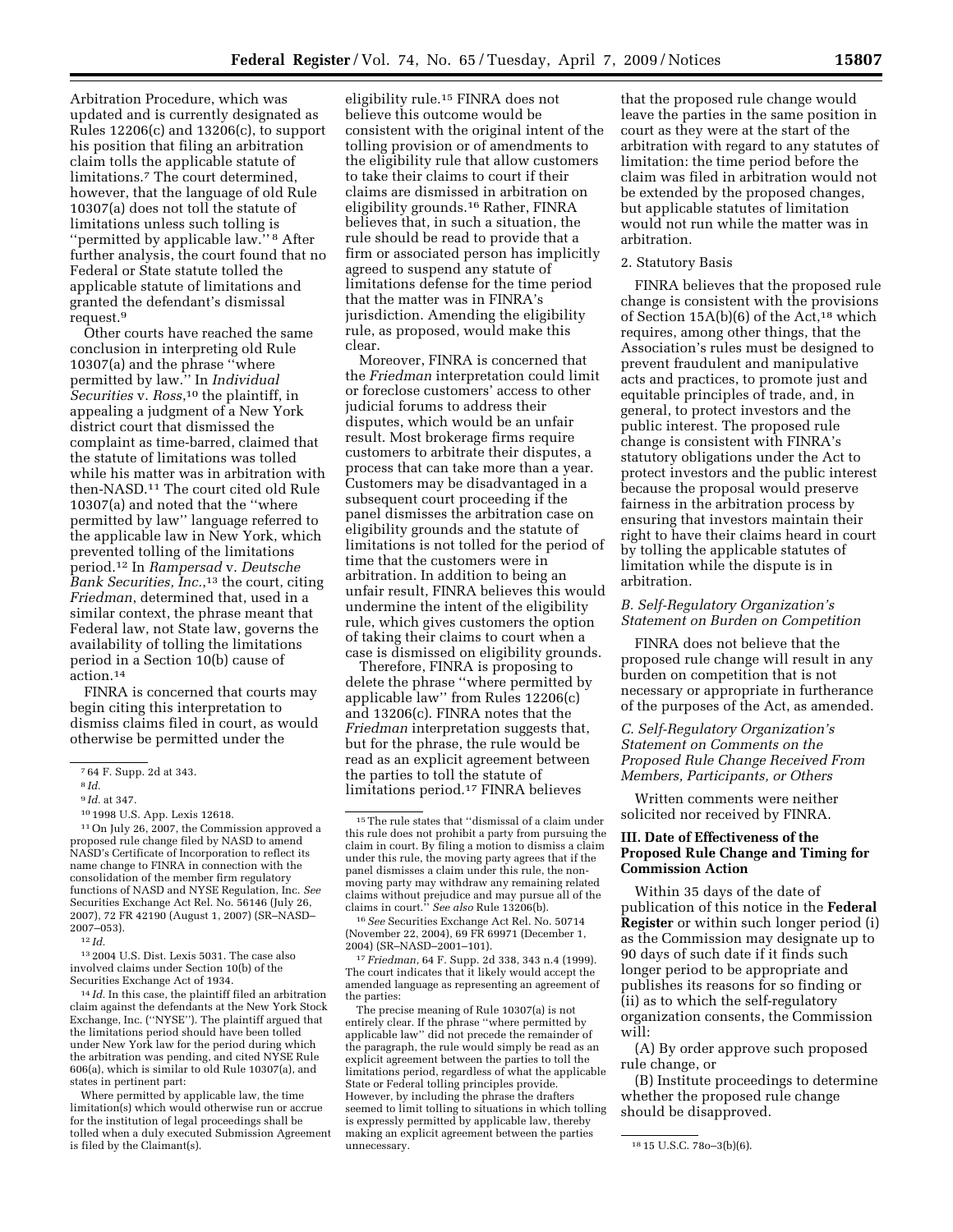Arbitration Procedure, which was updated and is currently designated as Rules 12206(c) and 13206(c), to support his position that filing an arbitration claim tolls the applicable statute of limitations.[7] The court determined, however, that the language of old Rule 10307(a) does not toll the statute of limitations unless such tolling is ''permitted by applicable law.''[8] After further analysis, the court found that no Federal or State statute tolled the applicable statute of limitations and granted the defendant's dismissal request.[9]

Other courts have reached the same conclusion in interpreting old Rule 10307(a) and the phrase ''where permitted by law.'' In *Individual Securities* v. *Ross*,[10] the plaintiff, in appealing a judgment of a New York district court that dismissed the complaint as time-barred, claimed that the statute of limitations was tolled while his matter was in arbitration with then-NASD.[11] The court cited old Rule 10307(a) and noted that the ''where permitted by law'' language referred to the applicable law in New York, which prevented tolling of the limitations period.[12] In *Rampersad* v. *Deutsche Bank Securities, Inc.*,[13] the court, citing *Friedman*, determined that, used in a similar context, the phrase meant that Federal law, not State law, governs the availability of tolling the limitations period in a Section 10(b) cause of action.[14]

FINRA is concerned that courts may begin citing this interpretation to dismiss claims filed in court, as would otherwise be permitted under the eligibility rule.[15] FINRA does not believe this outcome would be consistent with the original intent of the tolling provision or of amendments to the eligibility rule that allow customers to take their claims to court if their claims are dismissed in arbitration on eligibility grounds.[16] Rather, FINRA believes that, in such a situation, the rule should be read to provide that a firm or associated person has implicitly agreed to suspend any statute of limitations defense for the time period that the matter was in FINRA's jurisdiction. Amending the eligibility rule, as proposed, would make this clear.

Moreover, FINRA is concerned that the *Friedman* interpretation could limit or foreclose customers' access to other judicial forums to address their disputes, which would be an unfair result. Most brokerage firms require customers to arbitrate their disputes, a process that can take more than a year. Customers may be disadvantaged in a subsequent court proceeding if the panel dismisses the arbitration case on eligibility grounds and the statute of limitations is not tolled for the period of time that the customers were in arbitration. In addition to being an unfair result, FINRA believes this would undermine the intent of the eligibility rule, which gives customers the option of taking their claims to court when a case is dismissed on eligibility grounds.

Therefore, FINRA is proposing to delete the phrase ''where permitted by applicable law'' from Rules 12206(c) and 13206(c). FINRA notes that the *Friedman* interpretation suggests that, but for the phrase, the rule would be read as an explicit agreement between the parties to toll the statute of limitations period.[17] FINRA believes that the proposed rule change would leave the parties in the same position in court as they were at the start of the arbitration with regard to any statutes of limitation: the time period before the claim was filed in arbitration would not be extended by the proposed changes, but applicable statutes of limitation would not run while the matter was in arbitration.

2. Statutory Basis

FINRA believes that the proposed rule change is consistent with the provisions of Section 15A(b)(6) of the Act,[18] which requires, among other things, that the Association's rules must be designed to prevent fraudulent and manipulative acts and practices, to promote just and equitable principles of trade, and, in general, to protect investors and the public interest. The proposed rule change is consistent with FINRA's statutory obligations under the Act to protect investors and the public interest because the proposal would preserve fairness in the arbitration process by ensuring that investors maintain their right to have their claims heard in court by tolling the applicable statutes of limitation while the dispute is in arbitration.

### *B. Self-Regulatory Organization's Statement on Burden on Competition*

FINRA does not believe that the proposed rule change will result in any burden on competition that is not necessary or appropriate in furtherance of the purposes of the Act, as amended.

### *C. Self-Regulatory Organization's Statement on Comments on the Proposed Rule Change Received From Members, Participants, or Others*

Written comments were neither solicited nor received by FINRA.

## III. Date of Effectiveness of the Proposed Rule Change and Timing for Commission Action

Within 35 days of the date of publication of this notice in the **Federal Register** or within such longer period (i) as the Commission may designate up to 90 days of such date if it finds such longer period to be appropriate and publishes its reasons for so finding or (ii) as to which the self-regulatory organization consents, the Commission will:

(A) By order approve such proposed rule change, or

(B) Institute proceedings to determine whether the proposed rule change should be disapproved.

---

[7] 64 F. Supp. 2d at 343.

[8] *Id.*

[9] *Id.* at 347.

[10] 1998 U.S. App. Lexis 12618.

[11] On July 26, 2007, the Commission approved a proposed rule change filed by NASD to amend NASD's Certificate of Incorporation to reflect its name change to FINRA in connection with the consolidation of the member firm regulatory functions of NASD and NYSE Regulation, Inc. *See* Securities Exchange Act Rel. No. 56146 (July 26, 2007), 72 FR 42190 (August 1, 2007) (SR–NASD–2007–053).

[12] *Id.*

[13] 2004 U.S. Dist. Lexis 5031. The case also involved claims under Section 10(b) of the Securities Exchange Act of 1934.

[14] *Id.* In this case, the plaintiff filed an arbitration claim against the defendants at the New York Stock Exchange, Inc. (''NYSE''). The plaintiff argued that the limitations period should have been tolled under New York law for the period during which the arbitration was pending, and cited NYSE Rule 606(a), which is similar to old Rule 10307(a), and states in pertinent part:

Where permitted by applicable law, the time limitation(s) which would otherwise run or accrue for the institution of legal proceedings shall be tolled when a duly executed Submission Agreement is filed by the Claimant(s).

[15] The rule states that ''dismissal of a claim under this rule does not prohibit a party from pursuing the claim in court. By filing a motion to dismiss a claim under this rule, the moving party agrees that if the panel dismisses a claim under this rule, the non-moving party may withdraw any remaining related claims without prejudice and may pursue all of the claims in court.'' *See also* Rule 13206(b).

[16] *See* Securities Exchange Act Rel. No. 50714 (November 22, 2004), 69 FR 69971 (December 1, 2004) (SR–NASD–2001–101).

[17] *Friedman*, 64 F. Supp. 2d 338, 343 n.4 (1999). The court indicates that it likely would accept the amended language as representing an agreement of the parties:

The precise meaning of Rule 10307(a) is not entirely clear. If the phrase ''where permitted by applicable law'' did not precede the remainder of the paragraph, the rule would simply be read as an explicit agreement between the parties to toll the limitations period, regardless of what the applicable State or Federal tolling principles provide. However, by including the phrase the drafters seemed to limit tolling to situations in which tolling is expressly permitted by applicable law, thereby making an explicit agreement between the parties unnecessary.

[18] 15 U.S.C. 78o–3(b)(6).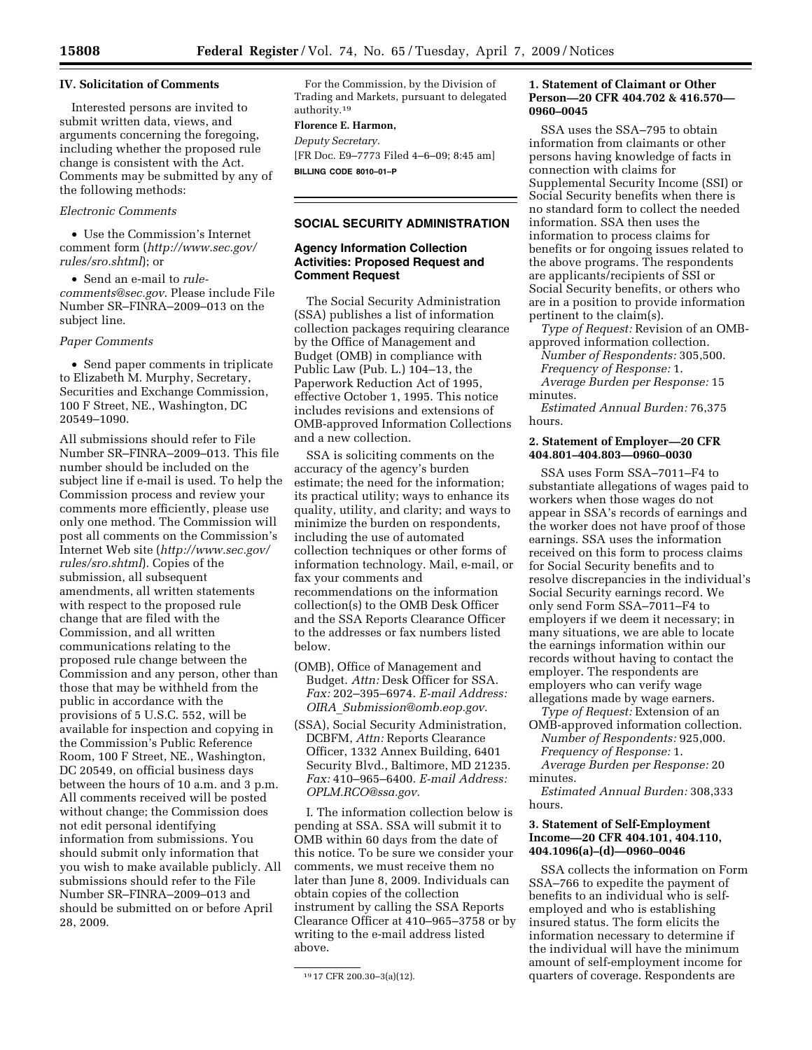### IV. Solicitation of Comments

Interested persons are invited to submit written data, views, and arguments concerning the foregoing, including whether the proposed rule change is consistent with the Act. Comments may be submitted by any of the following methods:

*Electronic Comments*

- Use the Commission's Internet comment form (*http://www.sec.gov/rules/sro.shtml*); or
- Send an e-mail to *rule-comments@sec.gov*. Please include File Number SR–FINRA–2009–013 on the subject line.

*Paper Comments*

- Send paper comments in triplicate to Elizabeth M. Murphy, Secretary, Securities and Exchange Commission, 100 F Street, NE., Washington, DC 20549–1090.

All submissions should refer to File Number SR–FINRA–2009–013. This file number should be included on the subject line if e-mail is used. To help the Commission process and review your comments more efficiently, please use only one method. The Commission will post all comments on the Commission's Internet Web site (*http://www.sec.gov/rules/sro.shtml*). Copies of the submission, all subsequent amendments, all written statements with respect to the proposed rule change that are filed with the Commission, and all written communications relating to the proposed rule change between the Commission and any person, other than those that may be withheld from the public in accordance with the provisions of 5 U.S.C. 552, will be available for inspection and copying in the Commission's Public Reference Room, 100 F Street, NE., Washington, DC 20549, on official business days between the hours of 10 a.m. and 3 p.m. All comments received will be posted without change; the Commission does not edit personal identifying information from submissions. You should submit only information that you wish to make available publicly. All submissions should refer to the File Number SR–FINRA–2009–013 and should be submitted on or before April 28, 2009.

For the Commission, by the Division of Trading and Markets, pursuant to delegated authority.[19]

**Florence E. Harmon,**

*Deputy Secretary.*

[FR Doc. E9–7773 Filed 4–6–09; 8:45 am]

**BILLING CODE 8010–01–P**

[19] 17 CFR 200.30–3(a)(12).

## SOCIAL SECURITY ADMINISTRATION

### Agency Information Collection Activities: Proposed Request and Comment Request

The Social Security Administration (SSA) publishes a list of information collection packages requiring clearance by the Office of Management and Budget (OMB) in compliance with Public Law (Pub. L.) 104–13, the Paperwork Reduction Act of 1995, effective October 1, 1995. This notice includes revisions and extensions of OMB-approved Information Collections and a new collection.

SSA is soliciting comments on the accuracy of the agency's burden estimate; the need for the information; its practical utility; ways to enhance its quality, utility, and clarity; and ways to minimize the burden on respondents, including the use of automated collection techniques or other forms of information technology. Mail, e-mail, or fax your comments and recommendations on the information collection(s) to the OMB Desk Officer and the SSA Reports Clearance Officer to the addresses or fax numbers listed below.

(OMB), Office of Management and Budget. *Attn:* Desk Officer for SSA. *Fax:* 202–395–6974. *E-mail Address: OIRA_Submission@omb.eop.gov*.

(SSA), Social Security Administration, DCBFM, *Attn:* Reports Clearance Officer, 1332 Annex Building, 6401 Security Blvd., Baltimore, MD 21235. *Fax:* 410–965–6400. *E-mail Address: OPLM.RCO@ssa.gov.*

I. The information collection below is pending at SSA. SSA will submit it to OMB within 60 days from the date of this notice. To be sure we consider your comments, we must receive them no later than June 8, 2009. Individuals can obtain copies of the collection instrument by calling the SSA Reports Clearance Officer at 410–965–3758 or by writing to the e-mail address listed above.

**1. Statement of Claimant or Other Person—20 CFR 404.702 & 416.570—0960–0045**

SSA uses the SSA–795 to obtain information from claimants or other persons having knowledge of facts in connection with claims for Supplemental Security Income (SSI) or Social Security benefits when there is no standard form to collect the needed information. SSA then uses the information to process claims for benefits or for ongoing issues related to the above programs. The respondents are applicants/recipients of SSI or Social Security benefits, or others who are in a position to provide information pertinent to the claim(s).

*Type of Request:* Revision of an OMB-approved information collection.

*Number of Respondents:* 305,500.

*Frequency of Response:* 1.

*Average Burden per Response:* 15 minutes.

*Estimated Annual Burden:* 76,375 hours.

**2. Statement of Employer—20 CFR 404.801–404.803—0960–0030**

SSA uses Form SSA–7011–F4 to substantiate allegations of wages paid to workers when those wages do not appear in SSA's records of earnings and the worker does not have proof of those earnings. SSA uses the information received on this form to process claims for Social Security benefits and to resolve discrepancies in the individual's Social Security earnings record. We only send Form SSA–7011–F4 to employers if we deem it necessary; in many situations, we are able to locate the earnings information within our records without having to contact the employer. The respondents are employers who can verify wage allegations made by wage earners.

*Type of Request:* Extension of an OMB-approved information collection.

*Number of Respondents:* 925,000.

*Frequency of Response:* 1.

*Average Burden per Response:* 20 minutes.

*Estimated Annual Burden:* 308,333 hours.

**3. Statement of Self-Employment Income—20 CFR 404.101, 404.110, 404.1096(a)–(d)—0960–0046**

SSA collects the information on Form SSA–766 to expedite the payment of benefits to an individual who is self-employed and who is establishing insured status. The form elicits the information necessary to determine if the individual will have the minimum amount of self-employment income for quarters of coverage. Respondents are